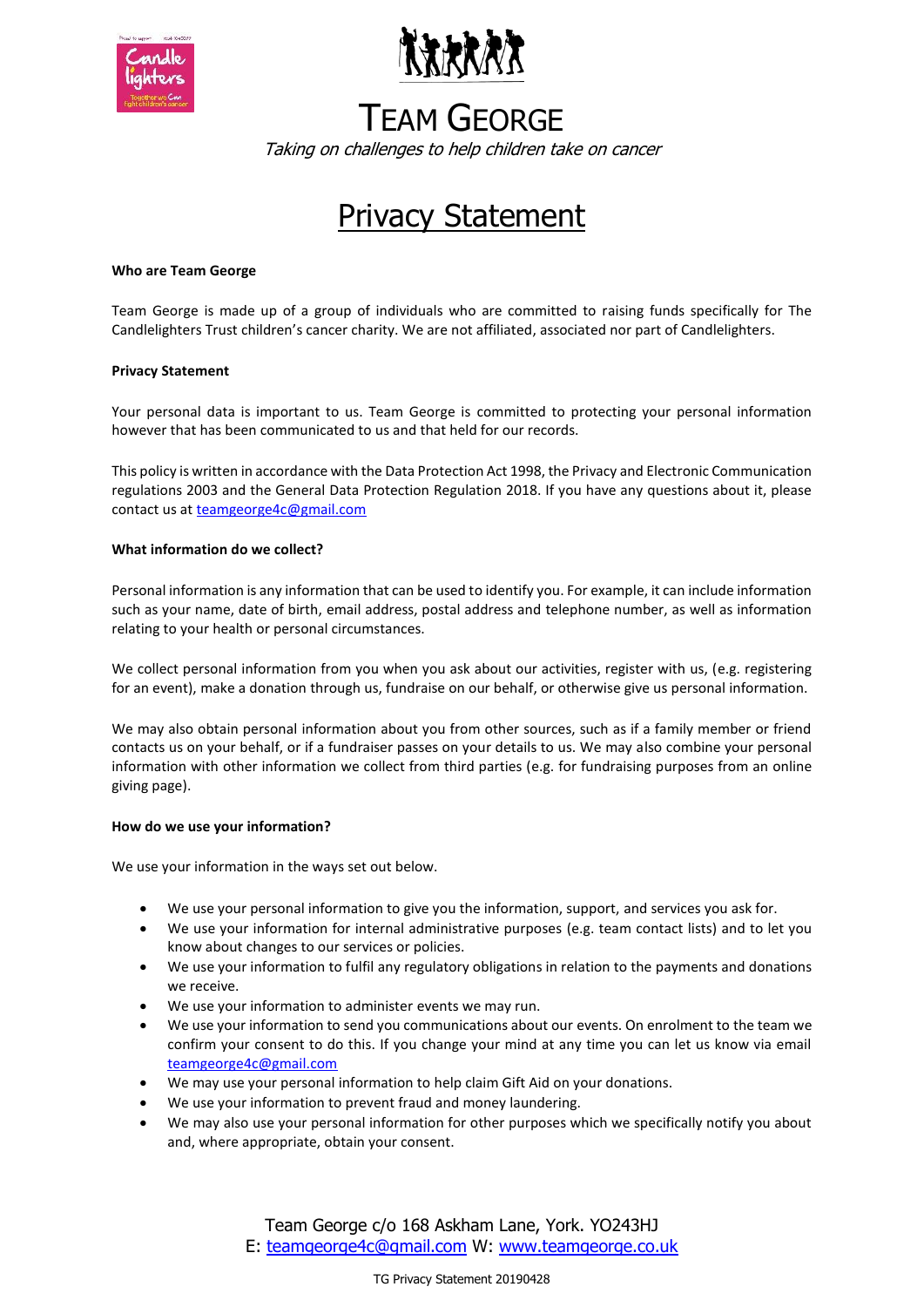# TEAM GEORGE

*Taking on challenges to help children take on cancer*

## Privacy Statement

**Who are Team George**

Team George is made up of a group of individuals who are committed to raising funds specifically for The Candlelighters Trust children's cancer charity. We are not affiliated, associated nor part of Candlelighters.

**Privacy Statement**

Your personal data is important to us. Team George is committed to protecting your personal information however that has been communicated to us and that held for our records.

This policy is written in accordance with the Data Protection Act 1998, the Privacy and Electronic Communication regulations 2003 and the General Data Protection Regulation 2018. If you have any questions about it, please contact us at teamgeorge4c@gmail.com

**What information do we collect?**

Personal information is any information that can be used to identify you. For example, it can include information such as your name, date of birth, email address, postal address and telephone number, as well as information relating to your health or personal circumstances.

We collect personal information from you when you ask about our activities, register with us, (e.g. registering for an event), make a donation through us, fundraise on our behalf, or otherwise give us personal information.

We may also obtain personal information about you from other sources, such as if a family member or friend contacts us on your behalf, or if a fundraiser passes on your details to us. We may also combine your personal information with other information we collect from third parties (e.g. for fundraising purposes from an online giving page).

**How do we use your information?**

We use your information in the ways set out below.

- We use your personal information to give you the information, support, and services you ask for.
- We use your information for internal administrative purposes (e.g. team contact lists) and to let you know about changes to our services or policies.
- We use your information to fulfil any regulatory obligations in relation to the payments and donations we receive.
- We use your information to administer events we may run.
- We use your information to send you communications about our events. On enrolment to the team we confirm your consent to do this. If you change your mind at any time you can let us know via email teamgeorge4c@gmail.com
- We may use your personal information to help claim Gift Aid on your donations.
- We use your information to prevent fraud and money laundering.
- We may also use your personal information for other purposes which we specifically notify you about and, where appropriate, obtain your consent.

Team George c/o 168 Askham Lane, York. YO243HJ
E: teamgeorge4c@gmail.com W: www.teamgeorge.co.uk

TG Privacy Statement 20190428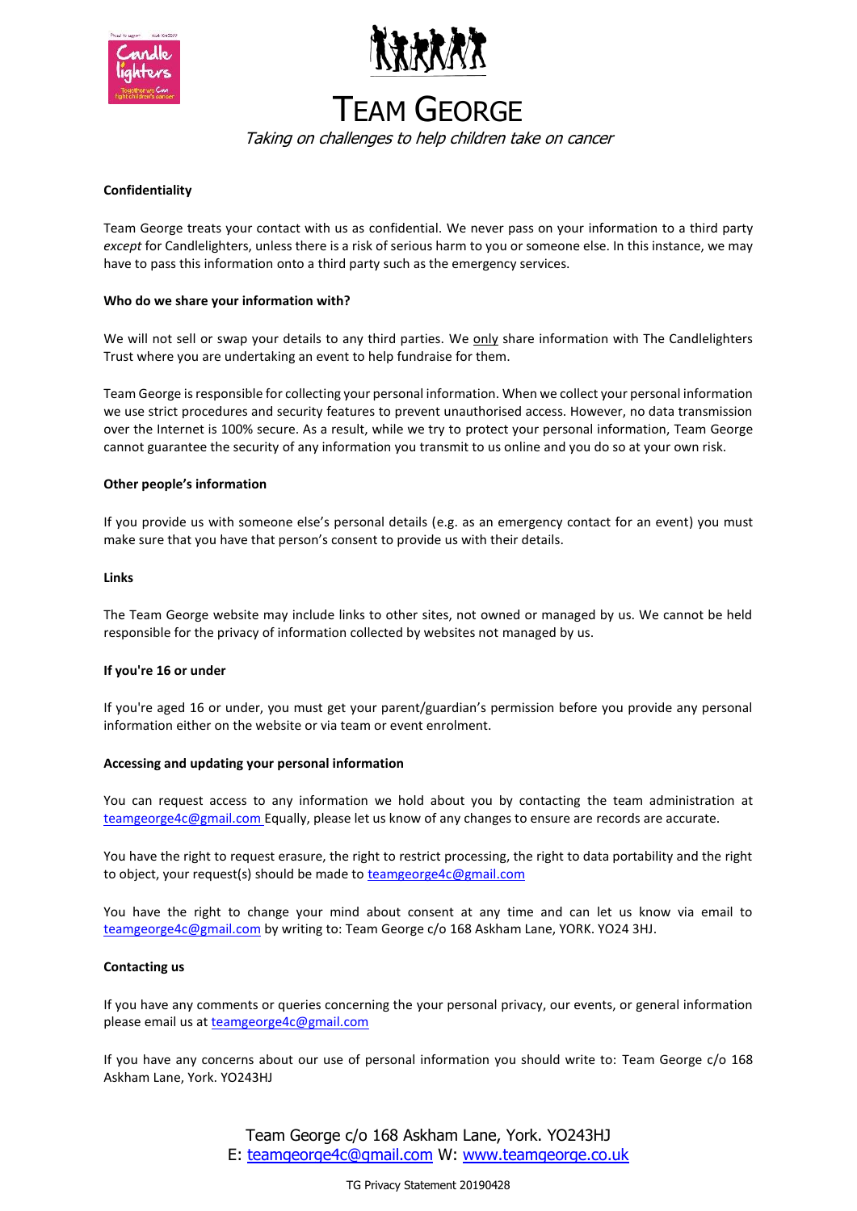# TEAM GEORGE

*Taking on challenges to help children take on cancer*

**Confidentiality**

Team George treats your contact with us as confidential. We never pass on your information to a third party *except* for Candlelighters, unless there is a risk of serious harm to you or someone else. In this instance, we may have to pass this information onto a third party such as the emergency services.

**Who do we share your information with?**

We will not sell or swap your details to any third parties. We only share information with The Candlelighters Trust where you are undertaking an event to help fundraise for them.

Team George is responsible for collecting your personal information. When we collect your personal information we use strict procedures and security features to prevent unauthorised access. However, no data transmission over the Internet is 100% secure. As a result, while we try to protect your personal information, Team George cannot guarantee the security of any information you transmit to us online and you do so at your own risk.

**Other people's information**

If you provide us with someone else's personal details (e.g. as an emergency contact for an event) you must make sure that you have that person's consent to provide us with their details.

**Links**

The Team George website may include links to other sites, not owned or managed by us. We cannot be held responsible for the privacy of information collected by websites not managed by us.

**If you're 16 or under**

If you're aged 16 or under, you must get your parent/guardian's permission before you provide any personal information either on the website or via team or event enrolment.

**Accessing and updating your personal information**

You can request access to any information we hold about you by contacting the team administration at teamgeorge4c@gmail.com Equally, please let us know of any changes to ensure are records are accurate.

You have the right to request erasure, the right to restrict processing, the right to data portability and the right to object, your request(s) should be made to teamgeorge4c@gmail.com

You have the right to change your mind about consent at any time and can let us know via email to teamgeorge4c@gmail.com by writing to: Team George c/o 168 Askham Lane, YORK. YO24 3HJ.

**Contacting us**

If you have any comments or queries concerning the your personal privacy, our events, or general information please email us at teamgeorge4c@gmail.com

If you have any concerns about our use of personal information you should write to: Team George c/o 168 Askham Lane, York. YO243HJ

Team George c/o 168 Askham Lane, York. YO243HJ
E: teamgeorge4c@gmail.com W: www.teamgeorge.co.uk

TG Privacy Statement 20190428